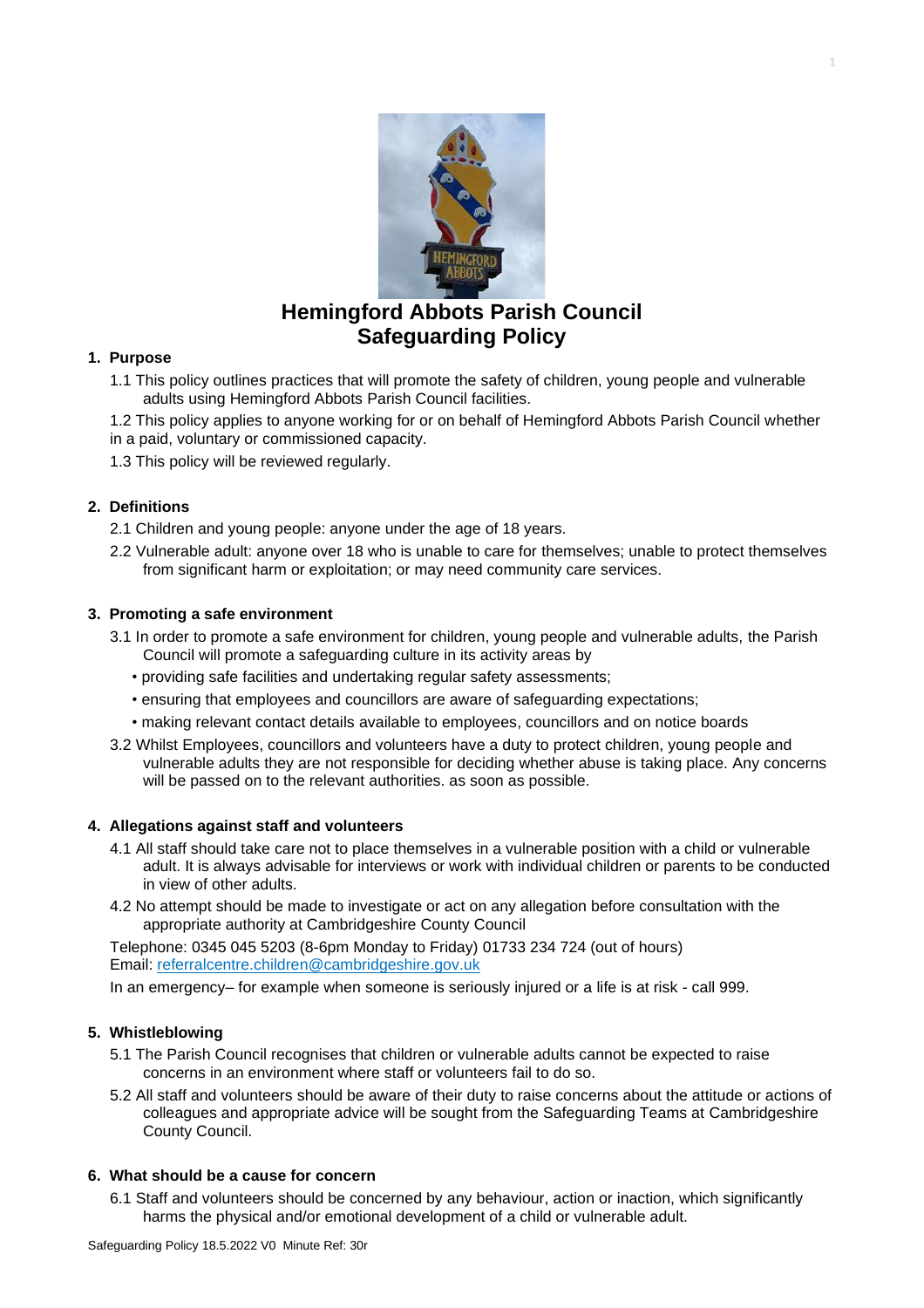# Hemingford Abbots Parish Council
# Safeguarding Policy

## 1. Purpose

1.1 This policy outlines practices that will promote the safety of children, young people and vulnerable adults using Hemingford Abbots Parish Council facilities.

1.2 This policy applies to anyone working for or on behalf of Hemingford Abbots Parish Council whether in a paid, voluntary or commissioned capacity.

1.3 This policy will be reviewed regularly.

## 2. Definitions

2.1 Children and young people: anyone under the age of 18 years.

2.2 Vulnerable adult: anyone over 18 who is unable to care for themselves; unable to protect themselves from significant harm or exploitation; or may need community care services.

## 3. Promoting a safe environment

3.1 In order to promote a safe environment for children, young people and vulnerable adults, the Parish Council will promote a safeguarding culture in its activity areas by

- providing safe facilities and undertaking regular safety assessments;
- ensuring that employees and councillors are aware of safeguarding expectations;
- making relevant contact details available to employees, councillors and on notice boards

3.2 Whilst Employees, councillors and volunteers have a duty to protect children, young people and vulnerable adults they are not responsible for deciding whether abuse is taking place. Any concerns will be passed on to the relevant authorities. as soon as possible.

## 4. Allegations against staff and volunteers

4.1 All staff should take care not to place themselves in a vulnerable position with a child or vulnerable adult. It is always advisable for interviews or work with individual children or parents to be conducted in view of other adults.

4.2 No attempt should be made to investigate or act on any allegation before consultation with the appropriate authority at Cambridgeshire County Council

Telephone: 0345 045 5203 (8-6pm Monday to Friday) 01733 234 724 (out of hours)
Email: referralcentre.children@cambridgeshire.gov.uk

In an emergency– for example when someone is seriously injured or a life is at risk - call 999.

## 5. Whistleblowing

5.1 The Parish Council recognises that children or vulnerable adults cannot be expected to raise concerns in an environment where staff or volunteers fail to do so.

5.2 All staff and volunteers should be aware of their duty to raise concerns about the attitude or actions of colleagues and appropriate advice will be sought from the Safeguarding Teams at Cambridgeshire County Council.

## 6. What should be a cause for concern

6.1 Staff and volunteers should be concerned by any behaviour, action or inaction, which significantly harms the physical and/or emotional development of a child or vulnerable adult.

Safeguarding Policy 18.5.2022 V0 Minute Ref: 30r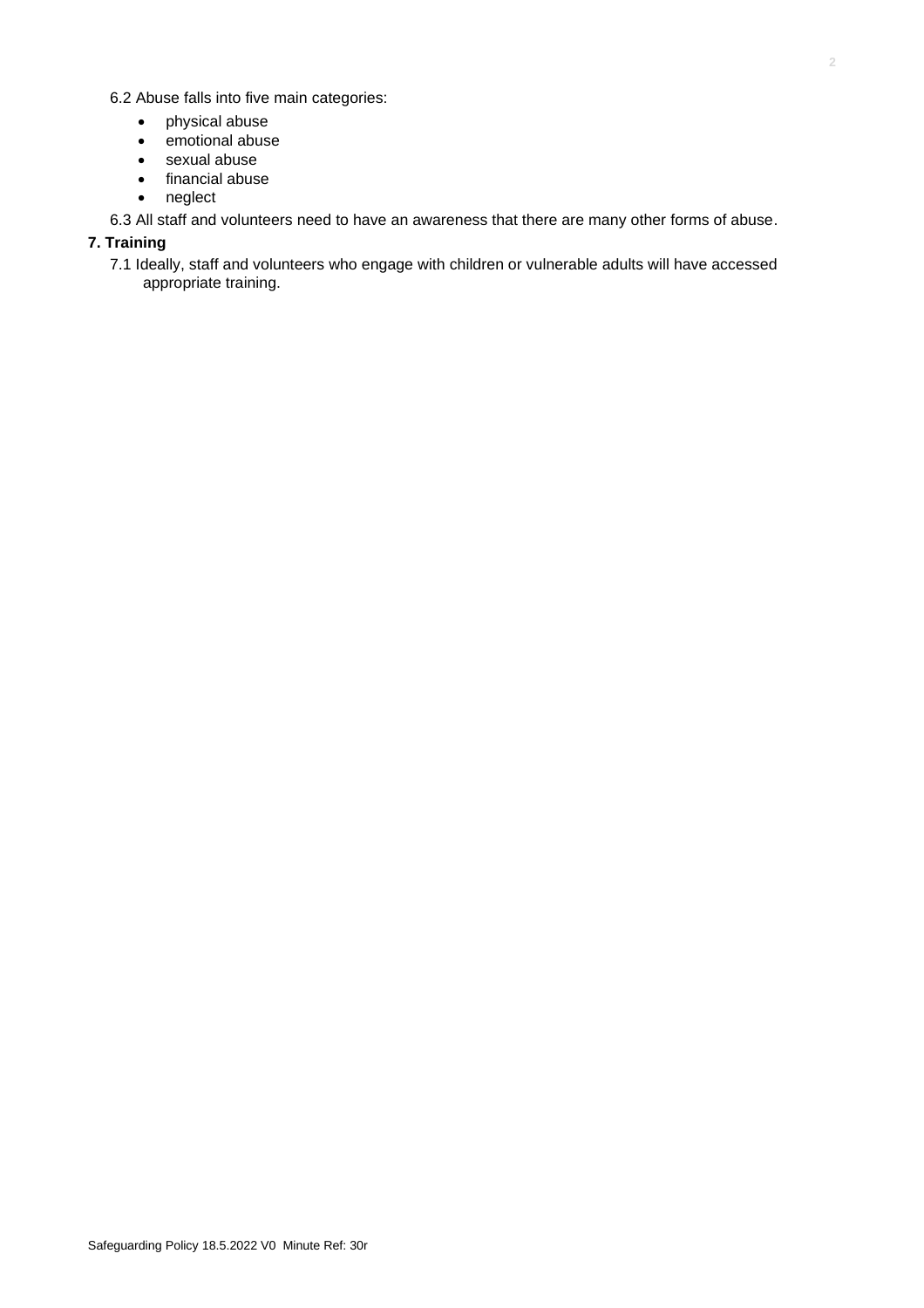6.2 Abuse falls into five main categories:

- physical abuse
- emotional abuse
- sexual abuse
- financial abuse
- neglect

6.3 All staff and volunteers need to have an awareness that there are many other forms of abuse.

**7. Training**

7.1 Ideally, staff and volunteers who engage with children or vulnerable adults will have accessed appropriate training.